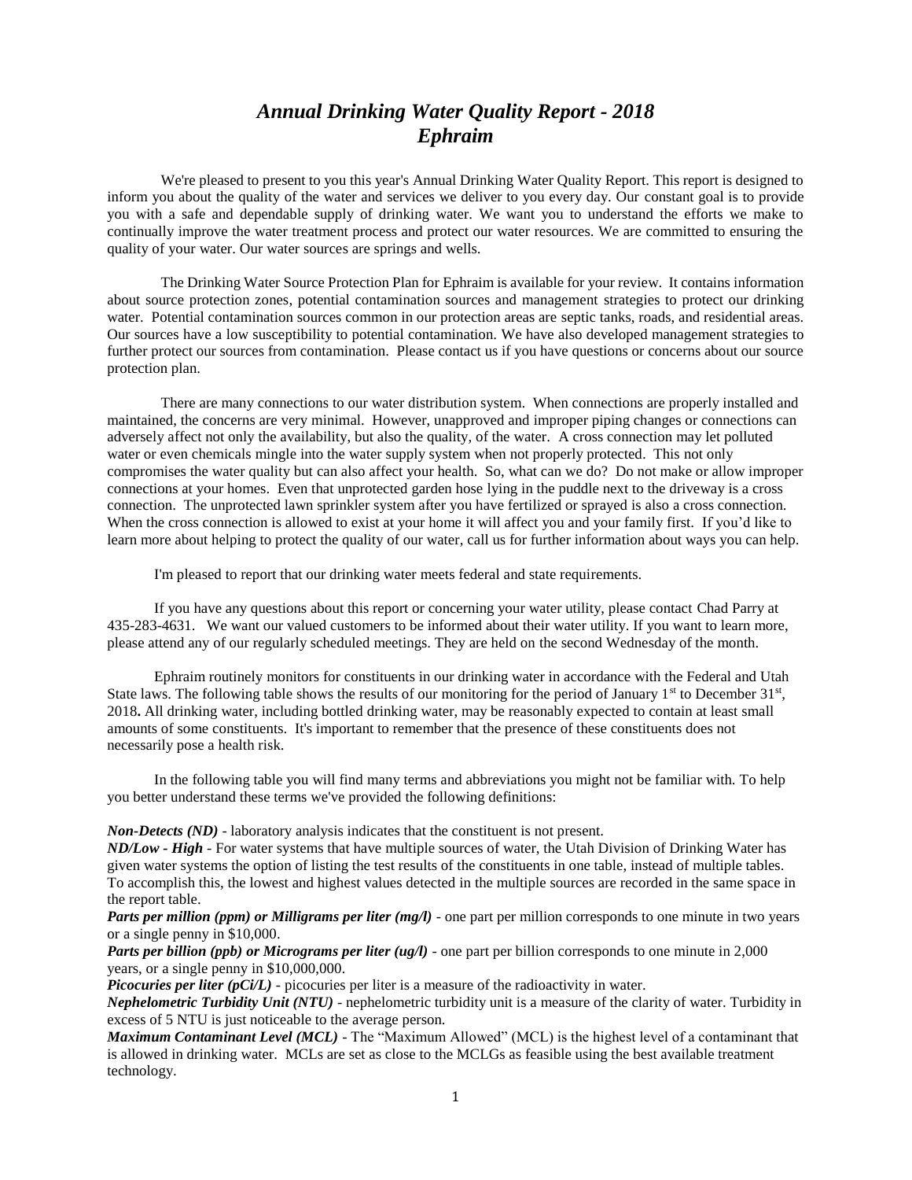# *Annual Drinking Water Quality Report - 2018*
# *Ephraim*

We're pleased to present to you this year's Annual Drinking Water Quality Report. This report is designed to inform you about the quality of the water and services we deliver to you every day. Our constant goal is to provide you with a safe and dependable supply of drinking water. We want you to understand the efforts we make to continually improve the water treatment process and protect our water resources. We are committed to ensuring the quality of your water. Our water sources are springs and wells.

The Drinking Water Source Protection Plan for Ephraim is available for your review. It contains information about source protection zones, potential contamination sources and management strategies to protect our drinking water. Potential contamination sources common in our protection areas are septic tanks, roads, and residential areas. Our sources have a low susceptibility to potential contamination. We have also developed management strategies to further protect our sources from contamination. Please contact us if you have questions or concerns about our source protection plan.

There are many connections to our water distribution system. When connections are properly installed and maintained, the concerns are very minimal. However, unapproved and improper piping changes or connections can adversely affect not only the availability, but also the quality, of the water. A cross connection may let polluted water or even chemicals mingle into the water supply system when not properly protected. This not only compromises the water quality but can also affect your health. So, what can we do? Do not make or allow improper connections at your homes. Even that unprotected garden hose lying in the puddle next to the driveway is a cross connection. The unprotected lawn sprinkler system after you have fertilized or sprayed is also a cross connection. When the cross connection is allowed to exist at your home it will affect you and your family first. If you'd like to learn more about helping to protect the quality of our water, call us for further information about ways you can help.

I'm pleased to report that our drinking water meets federal and state requirements.

If you have any questions about this report or concerning your water utility, please contact Chad Parry at 435-283-4631. We want our valued customers to be informed about their water utility. If you want to learn more, please attend any of our regularly scheduled meetings. They are held on the second Wednesday of the month.

Ephraim routinely monitors for constituents in our drinking water in accordance with the Federal and Utah State laws. The following table shows the results of our monitoring for the period of January 1st to December 31st, 2018**.** All drinking water, including bottled drinking water, may be reasonably expected to contain at least small amounts of some constituents. It's important to remember that the presence of these constituents does not necessarily pose a health risk.

In the following table you will find many terms and abbreviations you might not be familiar with. To help you better understand these terms we've provided the following definitions:

***Non-Detects (ND)*** - laboratory analysis indicates that the constituent is not present.
***ND/Low - High*** - For water systems that have multiple sources of water, the Utah Division of Drinking Water has given water systems the option of listing the test results of the constituents in one table, instead of multiple tables. To accomplish this, the lowest and highest values detected in the multiple sources are recorded in the same space in the report table.
***Parts per million (ppm) or Milligrams per liter (mg/l)*** - one part per million corresponds to one minute in two years or a single penny in $10,000.
***Parts per billion (ppb) or Micrograms per liter (ug/l)*** - one part per billion corresponds to one minute in 2,000 years, or a single penny in $10,000,000.
***Picocuries per liter (pCi/L)*** - picocuries per liter is a measure of the radioactivity in water.
***Nephelometric Turbidity Unit (NTU)*** - nephelometric turbidity unit is a measure of the clarity of water. Turbidity in excess of 5 NTU is just noticeable to the average person.
***Maximum Contaminant Level (MCL)*** - The "Maximum Allowed" (MCL) is the highest level of a contaminant that is allowed in drinking water. MCLs are set as close to the MCLGs as feasible using the best available treatment technology.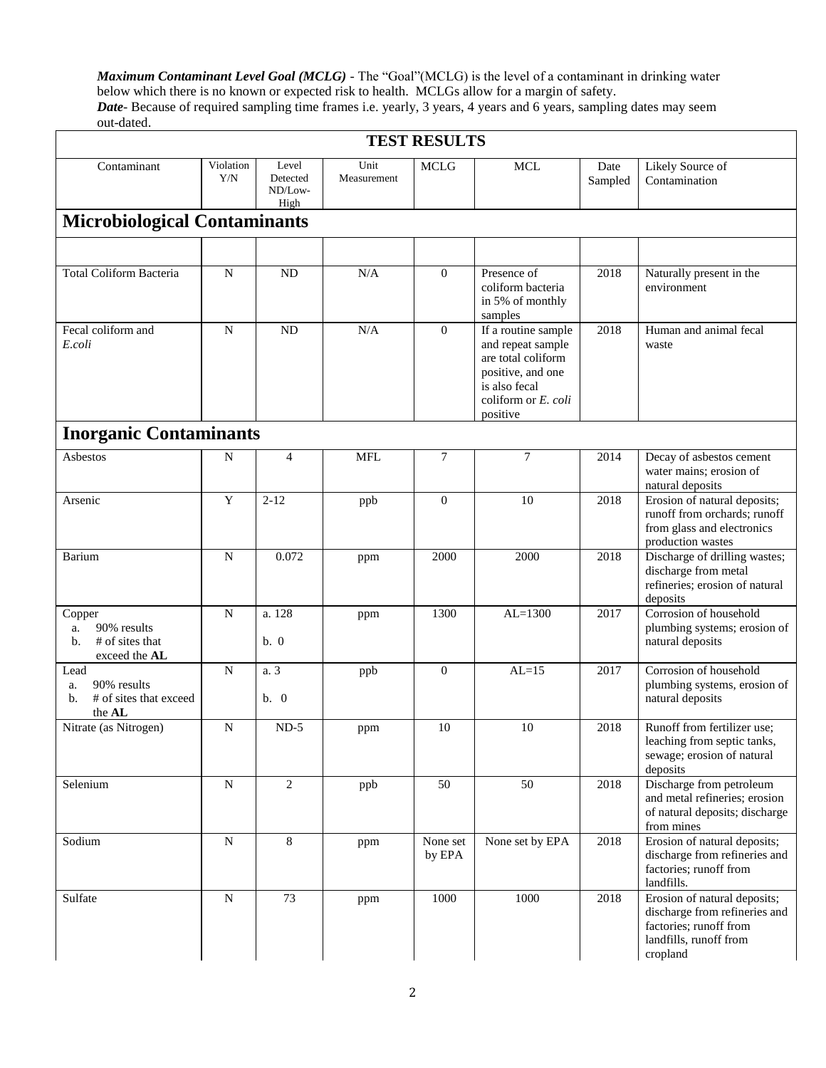***Maximum Contaminant Level Goal (MCLG)*** - The "Goal"(MCLG) is the level of a contaminant in drinking water below which there is no known or expected risk to health. MCLGs allow for a margin of safety.
***Date***- Because of required sampling time frames i.e. yearly, 3 years, 4 years and 6 years, sampling dates may seem out-dated.

| **TEST RESULTS** | | | | | | | |
|---|---|---|---|---|---|---|---|
| Contaminant | Violation Y/N | Level Detected ND/Low-High | Unit Measurement | MCLG | MCL | Date Sampled | Likely Source of Contamination |
| **Microbiological Contaminants** | | | | | | | |
| | | | | | | | |
| Total Coliform Bacteria | N | ND | N/A | 0 | Presence of coliform bacteria in 5% of monthly samples | 2018 | Naturally present in the environment |
| Fecal coliform and *E.coli* | N | ND | N/A | 0 | If a routine sample and repeat sample are total coliform positive, and one is also fecal coliform or *E. coli* positive | 2018 | Human and animal fecal waste |
| **Inorganic Contaminants** | | | | | | | |
| Asbestos | N | 4 | MFL | 7 | 7 | 2014 | Decay of asbestos cement water mains; erosion of natural deposits |
| Arsenic | Y | 2-12 | ppb | 0 | 10 | 2018 | Erosion of natural deposits; runoff from orchards; runoff from glass and electronics production wastes |
| Barium | N | 0.072 | ppm | 2000 | 2000 | 2018 | Discharge of drilling wastes; discharge from metal refineries; erosion of natural deposits |
| Copper<br>a. 90% results<br>b. # of sites that exceed the **AL** | N | a. 128<br>b. 0 | ppm | 1300 | AL=1300 | 2017 | Corrosion of household plumbing systems; erosion of natural deposits |
| Lead<br>a. 90% results<br>b. # of sites that exceed the **AL** | N | a. 3<br>b. 0 | ppb | 0 | AL=15 | 2017 | Corrosion of household plumbing systems, erosion of natural deposits |
| Nitrate (as Nitrogen) | N | ND-5 | ppm | 10 | 10 | 2018 | Runoff from fertilizer use; leaching from septic tanks, sewage; erosion of natural deposits |
| Selenium | N | 2 | ppb | 50 | 50 | 2018 | Discharge from petroleum and metal refineries; erosion of natural deposits; discharge from mines |
| Sodium | N | 8 | ppm | None set by EPA | None set by EPA | 2018 | Erosion of natural deposits; discharge from refineries and factories; runoff from landfills. |
| Sulfate | N | 73 | ppm | 1000 | 1000 | 2018 | Erosion of natural deposits; discharge from refineries and factories; runoff from landfills, runoff from cropland |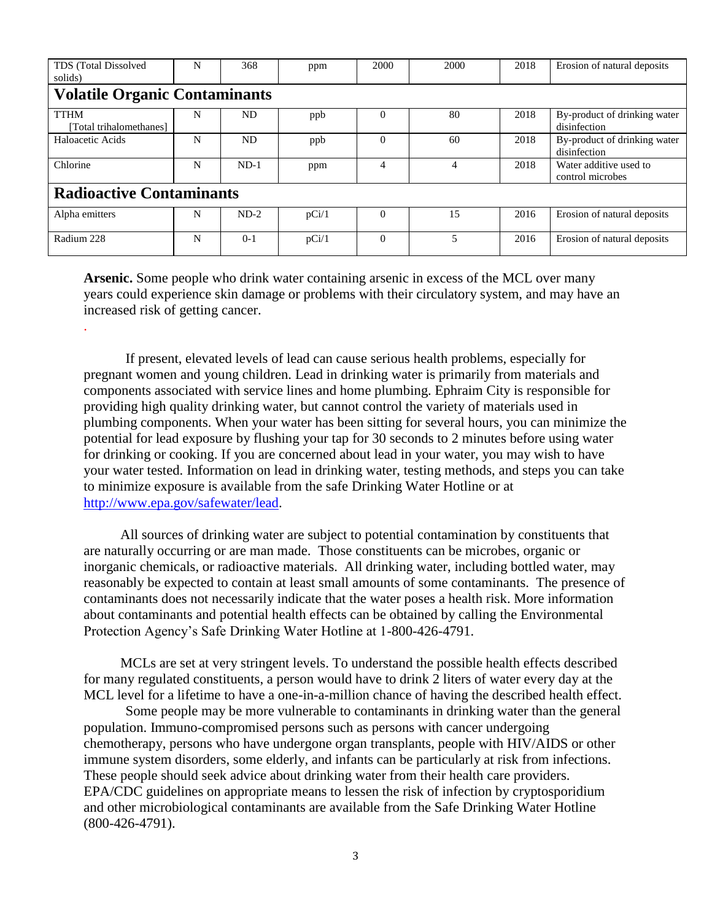| TDS (Total Dissolved solids) | N | 368 | ppm | 2000 | 2000 | 2018 | Erosion of natural deposits |
|---|---|---|---|---|---|---|---|
| **Volatile Organic Contaminants** | | | | | | | |
| TTHM [Total trihalomethanes] | N | ND | ppb | 0 | 80 | 2018 | By-product of drinking water disinfection |
| Haloacetic Acids | N | ND | ppb | 0 | 60 | 2018 | By-product of drinking water disinfection |
| Chlorine | N | ND-1 | ppm | 4 | 4 | 2018 | Water additive used to control microbes |
| **Radioactive Contaminants** | | | | | | | |
| Alpha emitters | N | ND-2 | pCi/1 | 0 | 15 | 2016 | Erosion of natural deposits |
| Radium 228 | N | 0-1 | pCi/1 | 0 | 5 | 2016 | Erosion of natural deposits |

**Arsenic.** Some people who drink water containing arsenic in excess of the MCL over many years could experience skin damage or problems with their circulatory system, and may have an increased risk of getting cancer.

.

If present, elevated levels of lead can cause serious health problems, especially for pregnant women and young children. Lead in drinking water is primarily from materials and components associated with service lines and home plumbing. Ephraim City is responsible for providing high quality drinking water, but cannot control the variety of materials used in plumbing components. When your water has been sitting for several hours, you can minimize the potential for lead exposure by flushing your tap for 30 seconds to 2 minutes before using water for drinking or cooking. If you are concerned about lead in your water, you may wish to have your water tested. Information on lead in drinking water, testing methods, and steps you can take to minimize exposure is available from the safe Drinking Water Hotline or at http://www.epa.gov/safewater/lead.

All sources of drinking water are subject to potential contamination by constituents that are naturally occurring or are man made. Those constituents can be microbes, organic or inorganic chemicals, or radioactive materials. All drinking water, including bottled water, may reasonably be expected to contain at least small amounts of some contaminants. The presence of contaminants does not necessarily indicate that the water poses a health risk. More information about contaminants and potential health effects can be obtained by calling the Environmental Protection Agency's Safe Drinking Water Hotline at 1-800-426-4791.

MCLs are set at very stringent levels. To understand the possible health effects described for many regulated constituents, a person would have to drink 2 liters of water every day at the MCL level for a lifetime to have a one-in-a-million chance of having the described health effect.

Some people may be more vulnerable to contaminants in drinking water than the general population. Immuno-compromised persons such as persons with cancer undergoing chemotherapy, persons who have undergone organ transplants, people with HIV/AIDS or other immune system disorders, some elderly, and infants can be particularly at risk from infections. These people should seek advice about drinking water from their health care providers. EPA/CDC guidelines on appropriate means to lessen the risk of infection by cryptosporidium and other microbiological contaminants are available from the Safe Drinking Water Hotline (800-426-4791).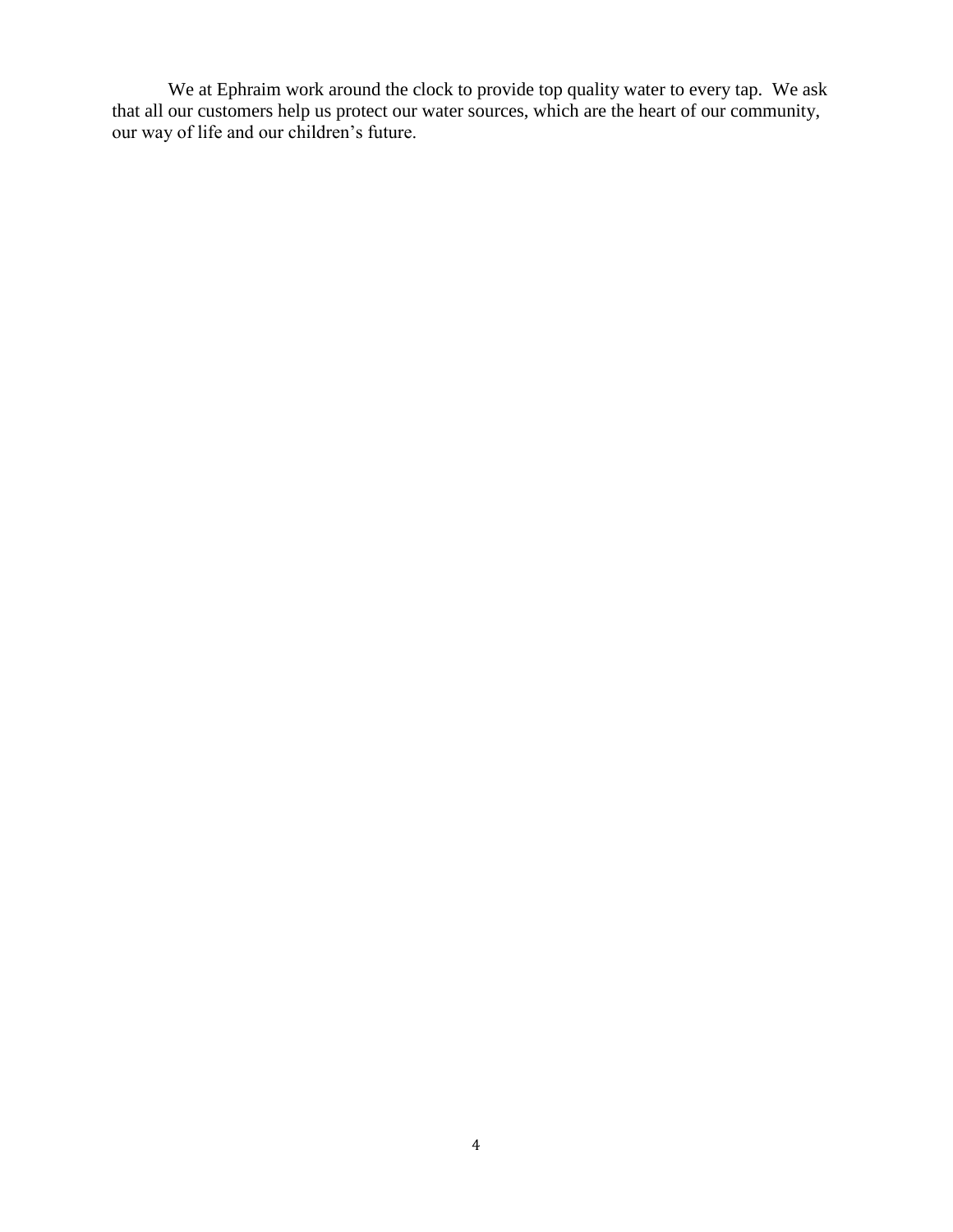We at Ephraim work around the clock to provide top quality water to every tap. We ask that all our customers help us protect our water sources, which are the heart of our community, our way of life and our children's future.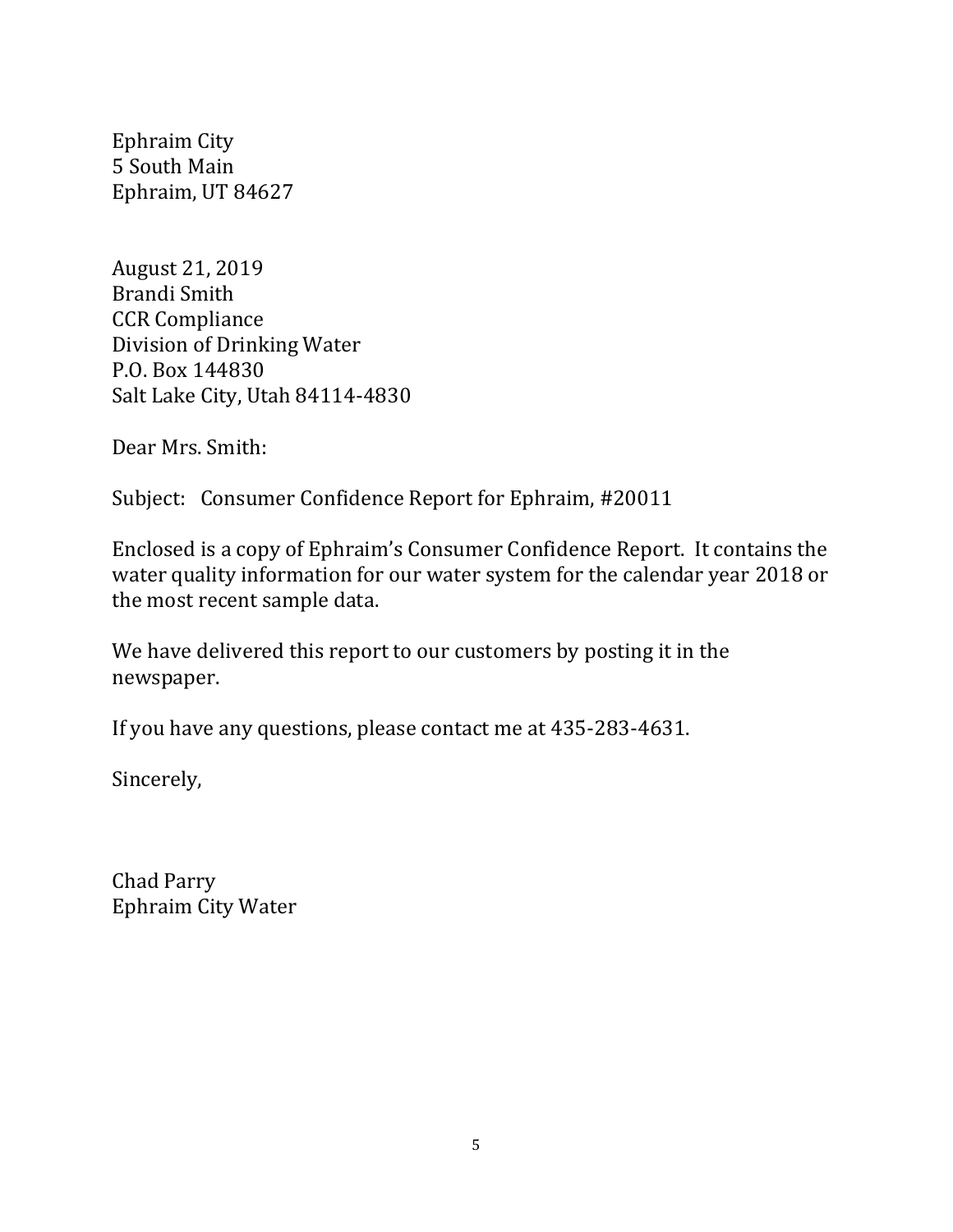Ephraim City
5 South Main
Ephraim, UT 84627

August 21, 2019
Brandi Smith
CCR Compliance
Division of Drinking Water
P.O. Box 144830
Salt Lake City, Utah 84114-4830

Dear Mrs. Smith:

Subject: Consumer Confidence Report for Ephraim, #20011

Enclosed is a copy of Ephraim's Consumer Confidence Report. It contains the water quality information for our water system for the calendar year 2018 or the most recent sample data.

We have delivered this report to our customers by posting it in the newspaper.

If you have any questions, please contact me at 435-283-4631.

Sincerely,

Chad Parry
Ephraim City Water